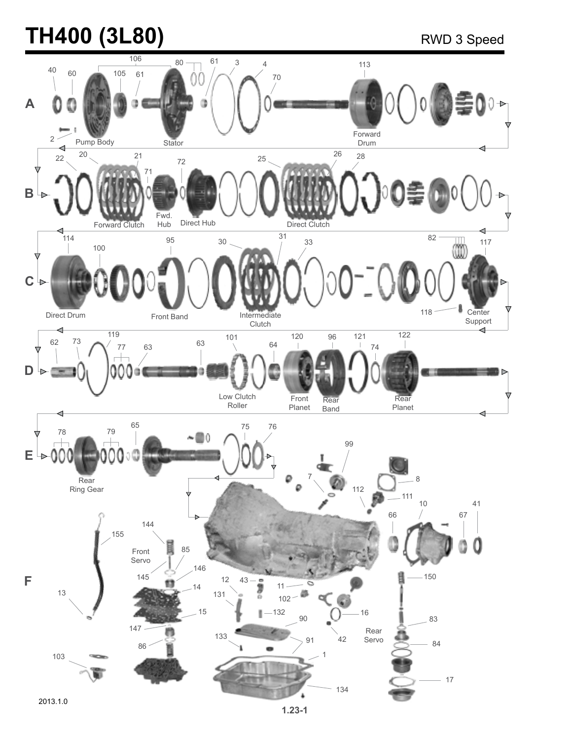# TH400 (3L80)

RWD 3 Speed

**A**

40, 60, 106, 105, 61, 80, 61, 3, 4, 70, 113, 2

Pump Body, Stator, Forward Drum

**B**

22, 20, 21, 71, 72, 25, 26, 28

Forward Clutch, Fwd. Hub, Direct Hub, Direct Clutch

**C**

114, 100, 95, 30, 31, 33, 82, 117, 118

Direct Drum, Front Band, Intermediate Clutch, Center Support

**D**

62, 73, 119, 77, 63, 63, 101, 64, 120, 96, 121, 74, 122

Low Clutch Roller, Front Planet, Rear Band, Rear Planet

**E**

78, 79, 65, 75, 76

Rear Ring Gear

**F**

99, 7, 8, 112, 111, 10, 41, 66, 67, 155, 144, 85, 146, 145, 14, 15, 147, 86, 13, 103, 12, 43, 11, 131, 102, 132, 90, 133, 91, 1, 134, 16, 42, 150, 83, 84, 17

Front Servo, Rear Servo

2013.1.0

1.23-1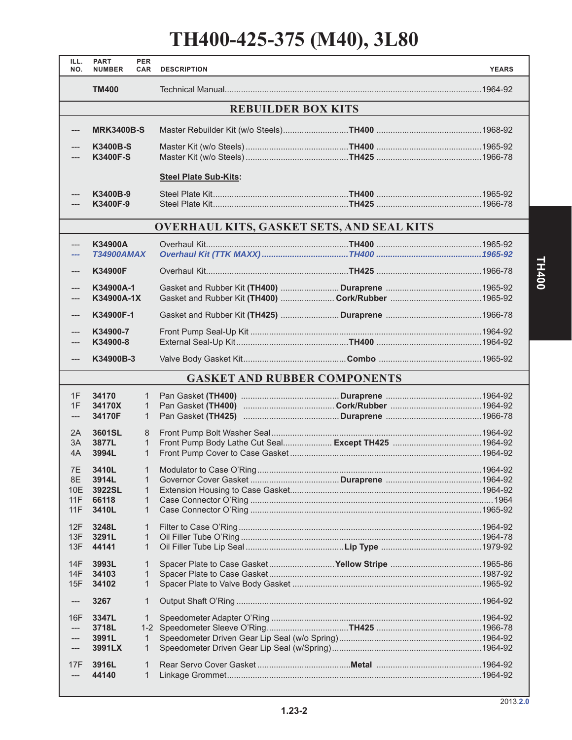# TH400-425-375 (M40), 3L80

| ILL. NO. | PART NUMBER | PER CAR | DESCRIPTION | | YEARS |
|---|---|---|---|---|---|
| | **TM400** | | Technical Manual | | 1964-92 |
| | | | **REBUILDER BOX KITS** | | |
| --- | **MRK3400B-S** | | Master Rebuilder Kit (w/o Steels) | **TH400** | 1968-92 |
| --- | **K3400B-S** | | Master Kit (w/o Steels) | **TH400** | 1965-92 |
| --- | **K3400F-S** | | Master Kit (w/o Steels) | **TH425** | 1966-78 |
| | | | **Steel Plate Sub-Kits:** | | |
| --- | **K3400B-9** | | Steel Plate Kit | **TH400** | 1965-92 |
| --- | **K3400F-9** | | Steel Plate Kit | **TH425** | 1966-78 |
| | | | **OVERHAUL KITS, GASKET SETS, AND SEAL KITS** | | |
| --- | **K34900A** | | Overhaul Kit | **TH400** | 1965-92 |
| *---* | ***T34900AMAX*** | | ***Overhaul Kit (TTK MAXX)*** | ***TH400*** | ***1965-92*** |
| --- | **K34900F** | | Overhaul Kit | **TH425** | 1966-78 |
| --- | **K34900A-1** | | Gasket and Rubber Kit **(TH400)** | **Duraprene** | 1965-92 |
| --- | **K34900A-1X** | | Gasket and Rubber Kit **(TH400)** | **Cork/Rubber** | 1965-92 |
| --- | **K34900F-1** | | Gasket and Rubber Kit **(TH425)** | **Duraprene** | 1966-78 |
| --- | **K34900-7** | | Front Pump Seal-Up Kit | | 1964-92 |
| --- | **K34900-8** | | External Seal-Up Kit | **TH400** | 1964-92 |
| --- | **K34900B-3** | | Valve Body Gasket Kit | **Combo** | 1965-92 |
| | | | **GASKET AND RUBBER COMPONENTS** | | |
| 1F | **34170** | 1 | Pan Gasket **(TH400)** | **Duraprene** | 1964-92 |
| 1F | **34170X** | 1 | Pan Gasket **(TH400)** | **Cork/Rubber** | 1964-92 |
| --- | **34170F** | 1 | Pan Gasket **(TH425)** | **Duraprene** | 1966-78 |
| 2A | **3601SL** | 8 | Front Pump Bolt Washer Seal | | 1964-92 |
| 3A | **3877L** | 1 | Front Pump Body Lathe Cut Seal | **Except TH425** | 1964-92 |
| 4A | **3994L** | 1 | Front Pump Cover to Case Gasket | | 1964-92 |
| 7E | **3410L** | 1 | Modulator to Case O'Ring | | 1964-92 |
| 8E | **3914L** | 1 | Governor Cover Gasket | **Duraprene** | 1964-92 |
| 10E | **3922SL** | 1 | Extension Housing to Case Gasket | | 1964-92 |
| 11F | **66118** | 1 | Case Connector O'Ring | | 1964 |
| 11F | **3410L** | 1 | Case Connector O'Ring | | 1965-92 |
| 12F | **3248L** | 1 | Filter to Case O'Ring | | 1964-92 |
| 13F | **3291L** | 1 | Oil Filler Tube O'Ring | | 1964-78 |
| 13F | **44141** | 1 | Oil Filler Tube Lip Seal | **Lip Type** | 1979-92 |
| 14F | **3993L** | 1 | Spacer Plate to Case Gasket | **Yellow Stripe** | 1965-86 |
| 14F | **34103** | 1 | Spacer Plate to Case Gasket | | 1987-92 |
| 15F | **34102** | 1 | Spacer Plate to Valve Body Gasket | | 1965-92 |
| --- | **3267** | 1 | Output Shaft O'Ring | | 1964-92 |
| 16F | **3347L** | 1 | Speedometer Adapter O'Ring | | 1964-92 |
| --- | **3718L** | 1-2 | Speedometer Sleeve O'Ring | **TH425** | 1966-78 |
| --- | **3991L** | 1 | Speedometer Driven Gear Lip Seal (w/o Spring) | | 1964-92 |
| --- | **3991LX** | 1 | Speedometer Driven Gear Lip Seal (w/Spring) | | 1964-92 |
| 17F | **3916L** | 1 | Rear Servo Cover Gasket | **Metal** | 1964-92 |
| --- | **44140** | 1 | Linkage Grommet | | 1964-92 |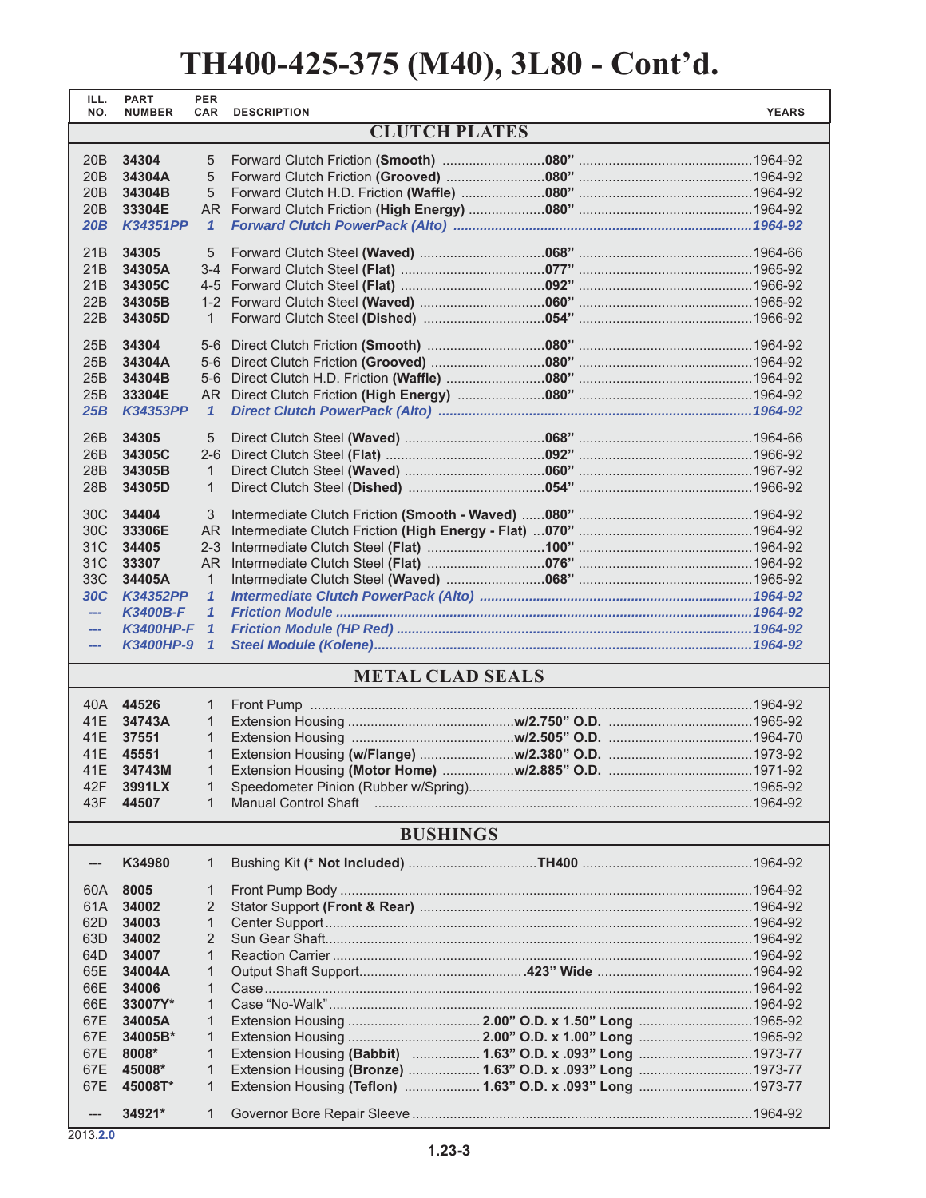# TH400-425-375 (M40), 3L80 - Cont'd.

| ILL. NO. | PART NUMBER | PER CAR | DESCRIPTION | | YEARS |
|---|---|---|---|---|---|
| **CLUTCH PLATES** | | | | | |
| 20B | **34304** | 5 | Forward Clutch Friction **(Smooth)** | **.080"** | 1964-92 |
| 20B | **34304A** | 5 | Forward Clutch Friction **(Grooved)** | **.080"** | 1964-92 |
| 20B | **34304B** | 5 | Forward Clutch H.D. Friction **(Waffle)** | **.080"** | 1964-92 |
| 20B | **33304E** | AR | Forward Clutch Friction **(High Energy)** | **.080"** | 1964-92 |
| *20B* | ***K34351PP*** | *1* | ***Forward Clutch PowerPack (Alto)*** | | *1964-92* |
| 21B | **34305** | 5 | Forward Clutch Steel **(Waved)** | **.068"** | 1964-66 |
| 21B | **34305A** | 3-4 | Forward Clutch Steel **(Flat)** | **.077"** | 1965-92 |
| 21B | **34305C** | 4-5 | Forward Clutch Steel **(Flat)** | **.092"** | 1966-92 |
| 22B | **34305B** | 1-2 | Forward Clutch Steel **(Waved)** | **.060"** | 1965-92 |
| 22B | **34305D** | 1 | Forward Clutch Steel **(Dished)** | **.054"** | 1966-92 |
| 25B | **34304** | 5-6 | Direct Clutch Friction **(Smooth)** | **.080"** | 1964-92 |
| 25B | **34304A** | 5-6 | Direct Clutch Friction **(Grooved)** | **.080"** | 1964-92 |
| 25B | **34304B** | 5-6 | Direct Clutch H.D. Friction **(Waffle)** | **.080"** | 1964-92 |
| 25B | **33304E** | AR | Direct Clutch Friction **(High Energy)** | **.080"** | 1964-92 |
| *25B* | ***K34353PP*** | *1* | ***Direct Clutch PowerPack (Alto)*** | | *1964-92* |
| 26B | **34305** | 5 | Direct Clutch Steel **(Waved)** | **.068"** | 1964-66 |
| 26B | **34305C** | 2-6 | Direct Clutch Steel **(Flat)** | **.092"** | 1966-92 |
| 28B | **34305B** | 1 | Direct Clutch Steel **(Waved)** | **.060"** | 1967-92 |
| 28B | **34305D** | 1 | Direct Clutch Steel **(Dished)** | **.054"** | 1966-92 |
| 30C | **34404** | 3 | Intermediate Clutch Friction **(Smooth - Waved)** | **.080"** | 1964-92 |
| 30C | **33306E** | AR | Intermediate Clutch Friction **(High Energy - Flat)** | **.070"** | 1964-92 |
| 31C | **34405** | 2-3 | Intermediate Clutch Steel **(Flat)** | **.100"** | 1964-92 |
| 31C | **33307** | AR | Intermediate Clutch Steel **(Flat)** | **.076"** | 1964-92 |
| 33C | **34405A** | 1 | Intermediate Clutch Steel **(Waved)** | **.068"** | 1965-92 |
| *30C* | ***K34352PP*** | *1* | ***Intermediate Clutch PowerPack (Alto)*** | | *1964-92* |
| --- | ***K3400B-F*** | *1* | ***Friction Module*** | | *1964-92* |
| --- | ***K3400HP-F*** | *1* | ***Friction Module (HP Red)*** | | *1964-92* |
| --- | ***K3400HP-9*** | *1* | ***Steel Module (Kolene)*** | | *1964-92* |
| **METAL CLAD SEALS** | | | | | |
| 40A | **44526** | 1 | Front Pump | | 1964-92 |
| 41E | **34743A** | 1 | Extension Housing | **w/2.750" O.D.** | 1965-92 |
| 41E | **37551** | 1 | Extension Housing | **w/2.505" O.D.** | 1964-70 |
| 41E | **45551** | 1 | Extension Housing **(w/Flange)** | **w/2.380" O.D.** | 1973-92 |
| 41E | **34743M** | 1 | Extension Housing **(Motor Home)** | **w/2.885" O.D.** | 1971-92 |
| 42F | **3991LX** | 1 | Speedometer Pinion (Rubber w/Spring) | | 1965-92 |
| 43F | **44507** | 1 | Manual Control Shaft | | 1964-92 |
| **BUSHINGS** | | | | | |
| --- | **K34980** | 1 | Bushing Kit **(* Not Included)** | **TH400** | 1964-92 |
| 60A | **8005** | 1 | Front Pump Body | | 1964-92 |
| 61A | **34002** | 2 | Stator Support **(Front & Rear)** | | 1964-92 |
| 62D | **34003** | 1 | Center Support | | 1964-92 |
| 63D | **34002** | 2 | Sun Gear Shaft | | 1964-92 |
| 64D | **34007** | 1 | Reaction Carrier | | 1964-92 |
| 65E | **34004A** | 1 | Output Shaft Support | **.423" Wide** | 1964-92 |
| 66E | **34006** | 1 | Case | | 1964-92 |
| 66E | **33007Y*** | 1 | Case "No-Walk" | | 1964-92 |
| 67E | **34005A** | 1 | Extension Housing | **2.00" O.D. x 1.50" Long** | 1965-92 |
| 67E | **34005B*** | 1 | Extension Housing | **2.00" O.D. x 1.00" Long** | 1965-92 |
| 67E | **8008*** | 1 | Extension Housing **(Babbit)** | **1.63" O.D. x .093" Long** | 1973-77 |
| 67E | **45008*** | 1 | Extension Housing **(Bronze)** | **1.63" O.D. x .093" Long** | 1973-77 |
| 67E | **45008T*** | 1 | Extension Housing **(Teflon)** | **1.63" O.D. x .093" Long** | 1973-77 |
| --- | **34921*** | 1 | Governor Bore Repair Sleeve | | 1964-92 |

2013.2.0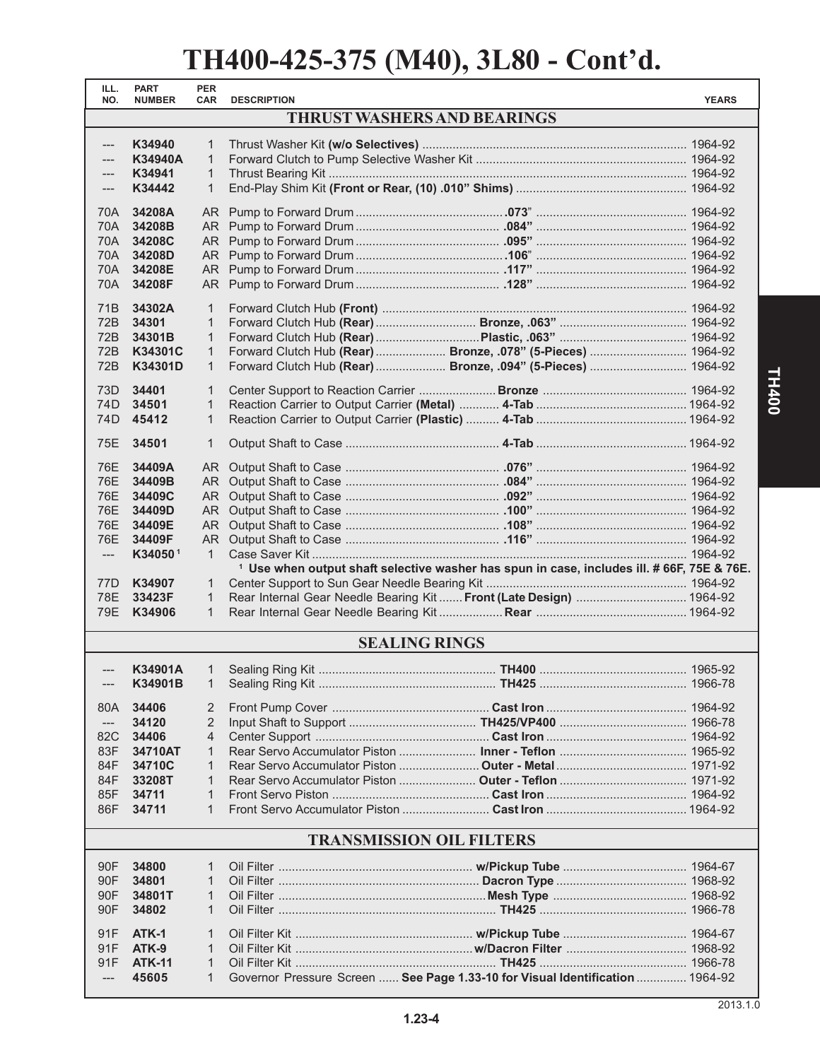# TH400-425-375 (M40), 3L80 - Cont'd.

| ILL. NO. | PART NUMBER | PER CAR | DESCRIPTION | YEARS |
|---|---|---|---|---|
| | | | **THRUST WASHERS AND BEARINGS** | |
| --- | **K34940** | 1 | Thrust Washer Kit **(w/o Selectives)** | 1964-92 |
| --- | **K34940A** | 1 | Forward Clutch to Pump Selective Washer Kit | 1964-92 |
| --- | **K34941** | 1 | Thrust Bearing Kit | 1964-92 |
| --- | **K34442** | 1 | End-Play Shim Kit **(Front or Rear, (10) .010" Shims)** | 1964-92 |
| 70A | **34208A** | AR | Pump to Forward Drum **.073"** | 1964-92 |
| 70A | **34208B** | AR | Pump to Forward Drum **.084"** | 1964-92 |
| 70A | **34208C** | AR | Pump to Forward Drum **.095"** | 1964-92 |
| 70A | **34208D** | AR | Pump to Forward Drum **.106"** | 1964-92 |
| 70A | **34208E** | AR | Pump to Forward Drum **.117"** | 1964-92 |
| 70A | **34208F** | AR | Pump to Forward Drum **.128"** | 1964-92 |
| 71B | **34302A** | 1 | Forward Clutch Hub **(Front)** | 1964-92 |
| 72B | **34301** | 1 | Forward Clutch Hub **(Rear)** **Bronze, .063"** | 1964-92 |
| 72B | **34301B** | 1 | Forward Clutch Hub **(Rear)** **Plastic, .063"** | 1964-92 |
| 72B | **K34301C** | 1 | Forward Clutch Hub **(Rear)** **Bronze, .078" (5-Pieces)** | 1964-92 |
| 72B | **K34301D** | 1 | Forward Clutch Hub **(Rear)** **Bronze, .094" (5-Pieces)** | 1964-92 |
| 73D | **34401** | 1 | Center Support to Reaction Carrier **Bronze** | 1964-92 |
| 74D | **34501** | 1 | Reaction Carrier to Output Carrier **(Metal)** **4-Tab** | 1964-92 |
| 74D | **45412** | 1 | Reaction Carrier to Output Carrier **(Plastic)** **4-Tab** | 1964-92 |
| 75E | **34501** | 1 | Output Shaft to Case **4-Tab** | 1964-92 |
| 76E | **34409A** | AR | Output Shaft to Case **.076"** | 1964-92 |
| 76E | **34409B** | AR | Output Shaft to Case **.084"** | 1964-92 |
| 76E | **34409C** | AR | Output Shaft to Case **.092"** | 1964-92 |
| 76E | **34409D** | AR | Output Shaft to Case **.100"** | 1964-92 |
| 76E | **34409E** | AR | Output Shaft to Case **.108"** | 1964-92 |
| 76E | **34409F** | AR | Output Shaft to Case **.116"** | 1964-92 |
| --- | **K34050** [1] | 1 | Case Saver Kit | 1964-92 |
| | | | [1] **Use when output shaft selective washer has spun in case, includes ill. # 66F, 75E & 76E.** | |
| 77D | **K34907** | 1 | Center Support to Sun Gear Needle Bearing Kit | 1964-92 |
| 78E | **33423F** | 1 | Rear Internal Gear Needle Bearing Kit **Front (Late Design)** | 1964-92 |
| 79E | **K34906** | 1 | Rear Internal Gear Needle Bearing Kit **Rear** | 1964-92 |
| | | | **SEALING RINGS** | |
| --- | **K34901A** | 1 | Sealing Ring Kit **TH400** | 1965-92 |
| --- | **K34901B** | 1 | Sealing Ring Kit **TH425** | 1966-78 |
| 80A | **34406** | 2 | Front Pump Cover **Cast Iron** | 1964-92 |
| --- | **34120** | 2 | Input Shaft to Support **TH425/VP400** | 1966-78 |
| 82C | **34406** | 4 | Center Support **Cast Iron** | 1964-92 |
| 83F | **34710AT** | 1 | Rear Servo Accumulator Piston **Inner - Teflon** | 1965-92 |
| 84F | **34710C** | 1 | Rear Servo Accumulator Piston **Outer - Metal** | 1971-92 |
| 84F | **33208T** | 1 | Rear Servo Accumulator Piston **Outer - Teflon** | 1971-92 |
| 85F | **34711** | 1 | Front Servo Piston **Cast Iron** | 1964-92 |
| 86F | **34711** | 1 | Front Servo Accumulator Piston **Cast Iron** | 1964-92 |
| | | | **TRANSMISSION OIL FILTERS** | |
| 90F | **34800** | 1 | Oil Filter **w/Pickup Tube** | 1964-67 |
| 90F | **34801** | 1 | Oil Filter **Dacron Type** | 1968-92 |
| 90F | **34801T** | 1 | Oil Filter **Mesh Type** | 1968-92 |
| 90F | **34802** | 1 | Oil Filter **TH425** | 1966-78 |
| 91F | **ATK-1** | 1 | Oil Filter Kit **w/Pickup Tube** | 1964-67 |
| 91F | **ATK-9** | 1 | Oil Filter Kit **w/Dacron Filter** | 1968-92 |
| 91F | **ATK-11** | 1 | Oil Filter Kit **TH425** | 1966-78 |
| --- | **45605** | 1 | Governor Pressure Screen **See Page 1.33-10 for Visual Identification** | 1964-92 |

2013.1.0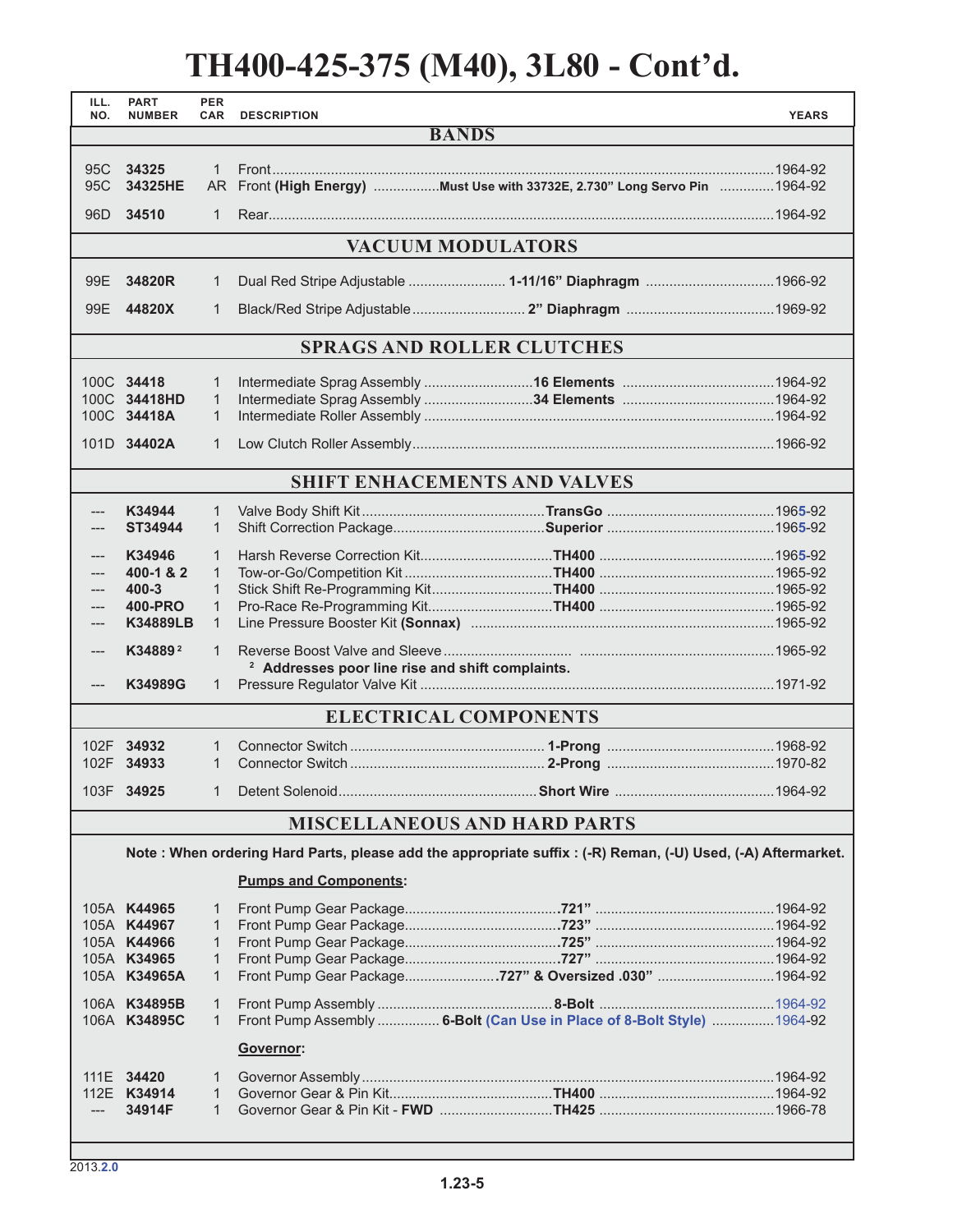# TH400-425-375 (M40), 3L80 - Cont'd.

| ILL. NO. | PART NUMBER | PER CAR | DESCRIPTION | YEARS |
|---|---|---|---|---|
| | | | **BANDS** | |
| 95C | **34325** | 1 | Front | 1964-92 |
| 95C | **34325HE** | AR | Front **(High Energy)** **Must Use with 33732E, 2.730" Long Servo Pin** | 1964-92 |
| 96D | **34510** | 1 | Rear | 1964-92 |
| | | | **VACUUM MODULATORS** | |
| 99E | **34820R** | 1 | Dual Red Stripe Adjustable **1-11/16" Diaphragm** | 1966-92 |
| 99E | **44820X** | 1 | Black/Red Stripe Adjustable **2" Diaphragm** | 1969-92 |
| | | | **SPRAGS AND ROLLER CLUTCHES** | |
| 100C | **34418** | 1 | Intermediate Sprag Assembly **16 Elements** | 1964-92 |
| 100C | **34418HD** | 1 | Intermediate Sprag Assembly **34 Elements** | 1964-92 |
| 100C | **34418A** | 1 | Intermediate Roller Assembly | 1964-92 |
| 101D | **34402A** | 1 | Low Clutch Roller Assembly | 1966-92 |
| | | | **SHIFT ENHACEMENTS AND VALVES** | |
| --- | **K34944** | 1 | Valve Body Shift Kit **TransGo** | 1965-92 |
| --- | **ST34944** | 1 | Shift Correction Package **Superior** | 1965-92 |
| --- | **K34946** | 1 | Harsh Reverse Correction Kit **TH400** | 1965-92 |
| --- | **400-1 & 2** | 1 | Tow-or-Go/Competition Kit **TH400** | 1965-92 |
| --- | **400-3** | 1 | Stick Shift Re-Programming Kit **TH400** | 1965-92 |
| --- | **400-PRO** | 1 | Pro-Race Re-Programming Kit **TH400** | 1965-92 |
| --- | **K34889LB** | 1 | Line Pressure Booster Kit **(Sonnax)** | 1965-92 |
| --- | **K34889** [2] | 1 | Reverse Boost Valve and Sleeve | 1965-92 |
| | | | [2] **Addresses poor line rise and shift complaints.** | |
| --- | **K34989G** | 1 | Pressure Regulator Valve Kit | 1971-92 |
| | | | **ELECTRICAL COMPONENTS** | |
| 102F | **34932** | 1 | Connector Switch **1-Prong** | 1968-92 |
| 102F | **34933** | 1 | Connector Switch **2-Prong** | 1970-82 |
| 103F | **34925** | 1 | Detent Solenoid **Short Wire** | 1964-92 |
| | | | **MISCELLANEOUS AND HARD PARTS** | |

**Note : When ordering Hard Parts, please add the appropriate suffix : (-R) Reman, (-U) Used, (-A) Aftermarket.**

| ILL. NO. | PART NUMBER | PER CAR | DESCRIPTION | YEARS |
|---|---|---|---|---|
| | | | **Pumps and Components:** | |
| 105A | **K44965** | 1 | Front Pump Gear Package **.721"** | 1964-92 |
| 105A | **K44967** | 1 | Front Pump Gear Package **.723"** | 1964-92 |
| 105A | **K44966** | 1 | Front Pump Gear Package **.725"** | 1964-92 |
| 105A | **K34965** | 1 | Front Pump Gear Package **.727"** | 1964-92 |
| 105A | **K34965A** | 1 | Front Pump Gear Package **.727" & Oversized .030"** | 1964-92 |
| 106A | **K34895B** | 1 | Front Pump Assembly **8-Bolt** | 1964-92 |
| 106A | **K34895C** | 1 | Front Pump Assembly **6-Bolt (Can Use in Place of 8-Bolt Style)** | 1964-92 |
| | | | **Governor:** | |
| 111E | **34420** | 1 | Governor Assembly | 1964-92 |
| 112E | **K34914** | 1 | Governor Gear & Pin Kit **TH400** | 1964-92 |
| --- | **34914F** | 1 | Governor Gear & Pin Kit - **FWD** **TH425** | 1966-78 |

2013.2.0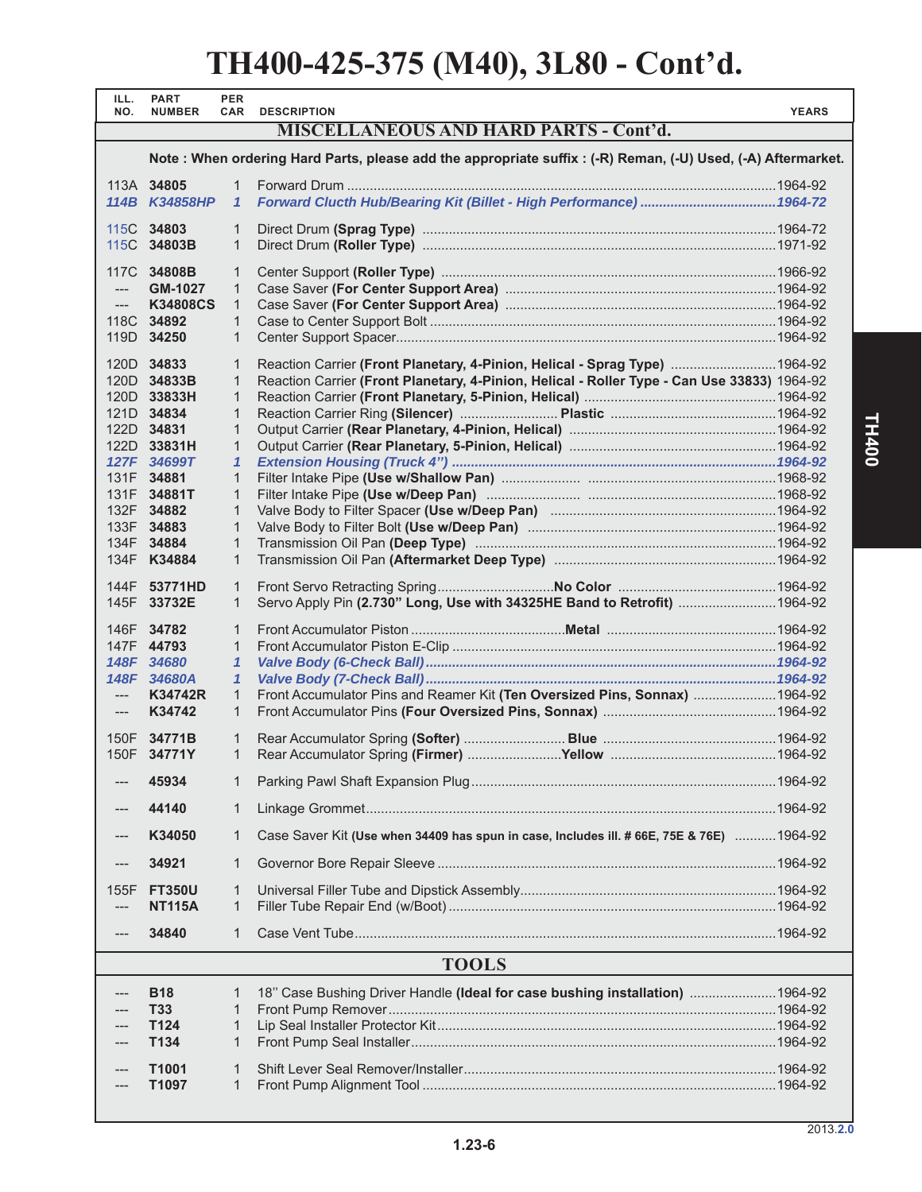# TH400-425-375 (M40), 3L80 - Cont'd.

| ILL. NO. | PART NUMBER | PER CAR | DESCRIPTION | YEARS |
|---|---|---|---|---|
| | | | **MISCELLANEOUS AND HARD PARTS - Cont'd.** | |
| | | | **Note : When ordering Hard Parts, please add the appropriate suffix : (-R) Reman, (-U) Used, (-A) Aftermarket.** | |
| 113A | **34805** | 1 | Forward Drum | 1964-92 |
| *114B* | ***K34858HP*** | *1* | ***Forward Clucth Hub/Bearing Kit (Billet - High Performance)*** | ***1964-72*** |
| 115C | **34803** | 1 | Direct Drum **(Sprag Type)** | 1964-72 |
| 115C | **34803B** | 1 | Direct Drum **(Roller Type)** | 1971-92 |
| 117C | **34808B** | 1 | Center Support **(Roller Type)** | 1966-92 |
| --- | **GM-1027** | 1 | Case Saver **(For Center Support Area)** | 1964-92 |
| --- | **K34808CS** | 1 | Case Saver **(For Center Support Area)** | 1964-92 |
| 118C | **34892** | 1 | Case to Center Support Bolt | 1964-92 |
| 119D | **34250** | 1 | Center Support Spacer | 1964-92 |
| 120D | **34833** | 1 | Reaction Carrier **(Front Planetary, 4-Pinion, Helical - Sprag Type)** | 1964-92 |
| 120D | **34833B** | 1 | Reaction Carrier **(Front Planetary, 4-Pinion, Helical - Roller Type - Can Use 33833)** | 1964-92 |
| 120D | **33833H** | 1 | Reaction Carrier **(Front Planetary, 5-Pinion, Helical)** | 1964-92 |
| 121D | **34834** | 1 | Reaction Carrier Ring **(Silencer)** **Plastic** | 1964-92 |
| 122D | **34831** | 1 | Output Carrier **(Rear Planetary, 4-Pinion, Helical)** | 1964-92 |
| 122D | **33831H** | 1 | Output Carrier **(Rear Planetary, 5-Pinion, Helical)** | 1964-92 |
| *127F* | ***34699T*** | *1* | ***Extension Housing (Truck 4")*** | ***1964-92*** |
| 131F | **34881** | 1 | Filter Intake Pipe **(Use w/Shallow Pan)** | 1968-92 |
| 131F | **34881T** | 1 | Filter Intake Pipe **(Use w/Deep Pan)** | 1968-92 |
| 132F | **34882** | 1 | Valve Body to Filter Spacer **(Use w/Deep Pan)** | 1964-92 |
| 133F | **34883** | 1 | Valve Body to Filter Bolt **(Use w/Deep Pan)** | 1964-92 |
| 134F | **34884** | 1 | Transmission Oil Pan **(Deep Type)** | 1964-92 |
| 134F | **K34884** | 1 | Transmission Oil Pan **(Aftermarket Deep Type)** | 1964-92 |
| 144F | **53771HD** | 1 | Front Servo Retracting Spring **No Color** | 1964-92 |
| 145F | **33732E** | 1 | Servo Apply Pin **(2.730" Long, Use with 34325HE Band to Retrofit)** | 1964-92 |
| 146F | **34782** | 1 | Front Accumulator Piston **Metal** | 1964-92 |
| 147F | **44793** | 1 | Front Accumulator Piston E-Clip | 1964-92 |
| *148F* | ***34680*** | *1* | ***Valve Body (6-Check Ball)*** | ***1964-92*** |
| *148F* | ***34680A*** | *1* | ***Valve Body (7-Check Ball)*** | ***1964-92*** |
| --- | **K34742R** | 1 | Front Accumulator Pins and Reamer Kit **(Ten Oversized Pins, Sonnax)** | 1964-92 |
| --- | **K34742** | 1 | Front Accumulator Pins **(Four Oversized Pins, Sonnax)** | 1964-92 |
| 150F | **34771B** | 1 | Rear Accumulator Spring **(Softer)** **Blue** | 1964-92 |
| 150F | **34771Y** | 1 | Rear Accumulator Spring **(Firmer)** **Yellow** | 1964-92 |
| --- | **45934** | 1 | Parking Pawl Shaft Expansion Plug | 1964-92 |
| --- | **44140** | 1 | Linkage Grommet | 1964-92 |
| --- | **K34050** | 1 | Case Saver Kit **(Use when 34409 has spun in case, Includes ill. # 66E, 75E & 76E)** | 1964-92 |
| --- | **34921** | 1 | Governor Bore Repair Sleeve | 1964-92 |
| 155F | **FT350U** | 1 | Universal Filler Tube and Dipstick Assembly | 1964-92 |
| --- | **NT115A** | 1 | Filler Tube Repair End (w/Boot) | 1964-92 |
| --- | **34840** | 1 | Case Vent Tube | 1964-92 |
| | | | **TOOLS** | |
| --- | **B18** | 1 | 18" Case Bushing Driver Handle **(Ideal for case bushing installation)** | 1964-92 |
| --- | **T33** | 1 | Front Pump Remover | 1964-92 |
| --- | **T124** | 1 | Lip Seal Installer Protector Kit | 1964-92 |
| --- | **T134** | 1 | Front Pump Seal Installer | 1964-92 |
| --- | **T1001** | 1 | Shift Lever Seal Remover/Installer | 1964-92 |
| --- | **T1097** | 1 | Front Pump Alignment Tool | 1964-92 |

2013.2.0